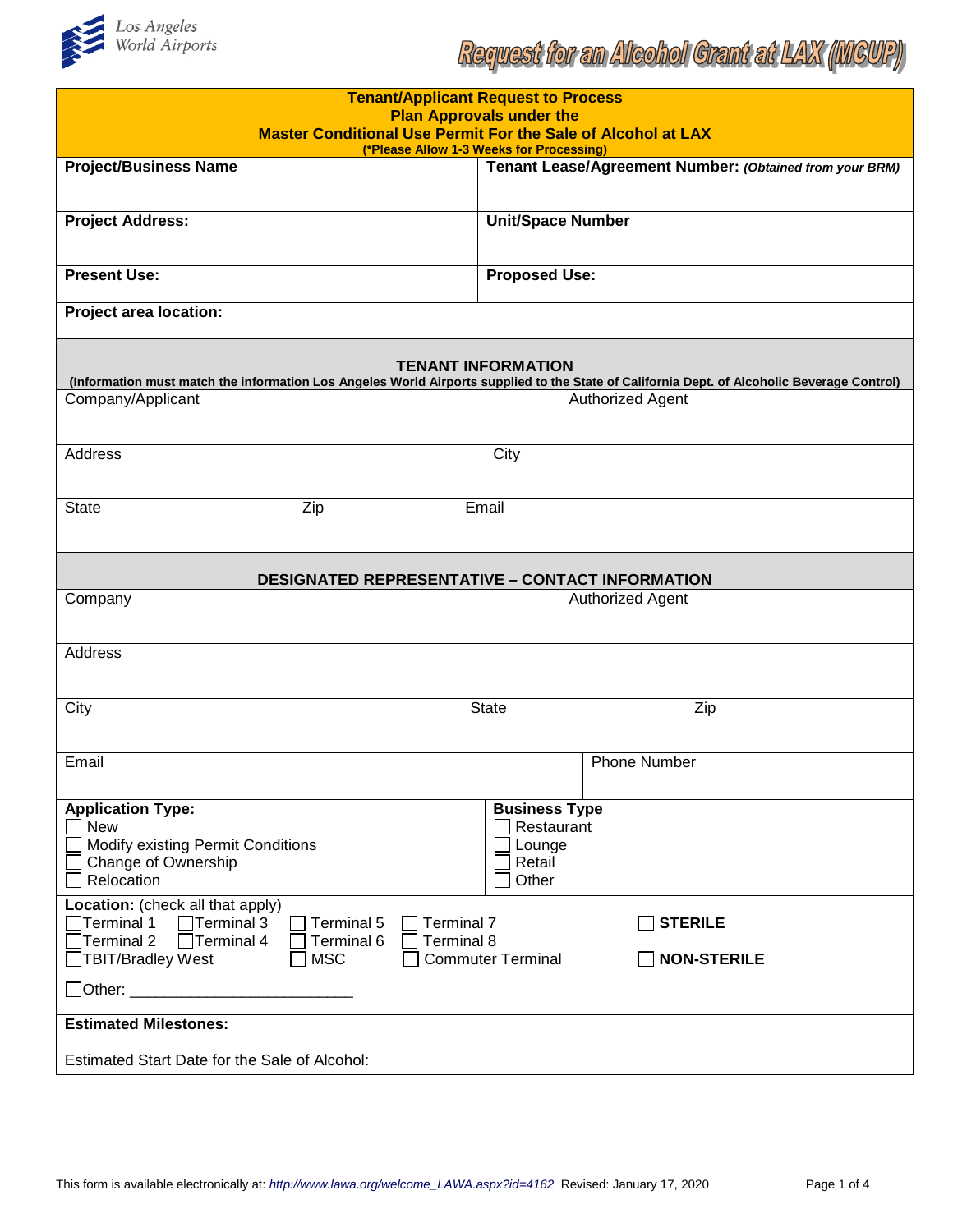Los Angeles World Airports

# Request for an Alcohol Grant at LAX (MCUP)

## Tenant/Applicant Request to Process Plan Approvals under the Master Conditional Use Permit For the Sale of Alcohol at LAX

**(*Please Allow 1-3 Weeks for Processing)**

| **Project/Business Name** | **Tenant Lease/Agreement Number:** ***(Obtained from your BRM)*** |
|---|---|
| **Project Address:** | **Unit/Space Number** |
| **Present Use:** | **Proposed Use:** |
| **Project area location:** | |

### TENANT INFORMATION

**(Information must match the information Los Angeles World Airports supplied to the State of California Dept. of Alcoholic Beverage Control)**

| Company/Applicant | | Authorized Agent |
|---|---|---|
| Address | | City |
| State | Zip | Email |

### DESIGNATED REPRESENTATIVE – CONTACT INFORMATION

| Company | | Authorized Agent |
|---|---|---|
| Address | | |
| City | State | Zip |
| Email | | Phone Number |

**Application Type:**
- ☐ New
- ☐ Modify existing Permit Conditions
- ☐ Change of Ownership
- ☐ Relocation

**Business Type**
- ☐ Restaurant
- ☐ Lounge
- ☐ Retail
- ☐ Other

**Location:** (check all that apply)

| | | | |
|---|---|---|---|
| ☐Terminal 1 | ☐Terminal 3 | ☐ Terminal 5 | ☐ Terminal 7 |
| ☐Terminal 2 | ☐Terminal 4 | ☐ Terminal 6 | ☐ Terminal 8 |
| ☐TBIT/Bradley West | | ☐ MSC | ☐ Commuter Terminal |

☐Other: ___________________________

☐ **STERILE**

☐ **NON-STERILE**

**Estimated Milestones:**

Estimated Start Date for the Sale of Alcohol:

This form is available electronically at: *http://www.lawa.org/welcome_LAWA.aspx?id=4162* Revised: January 17, 2020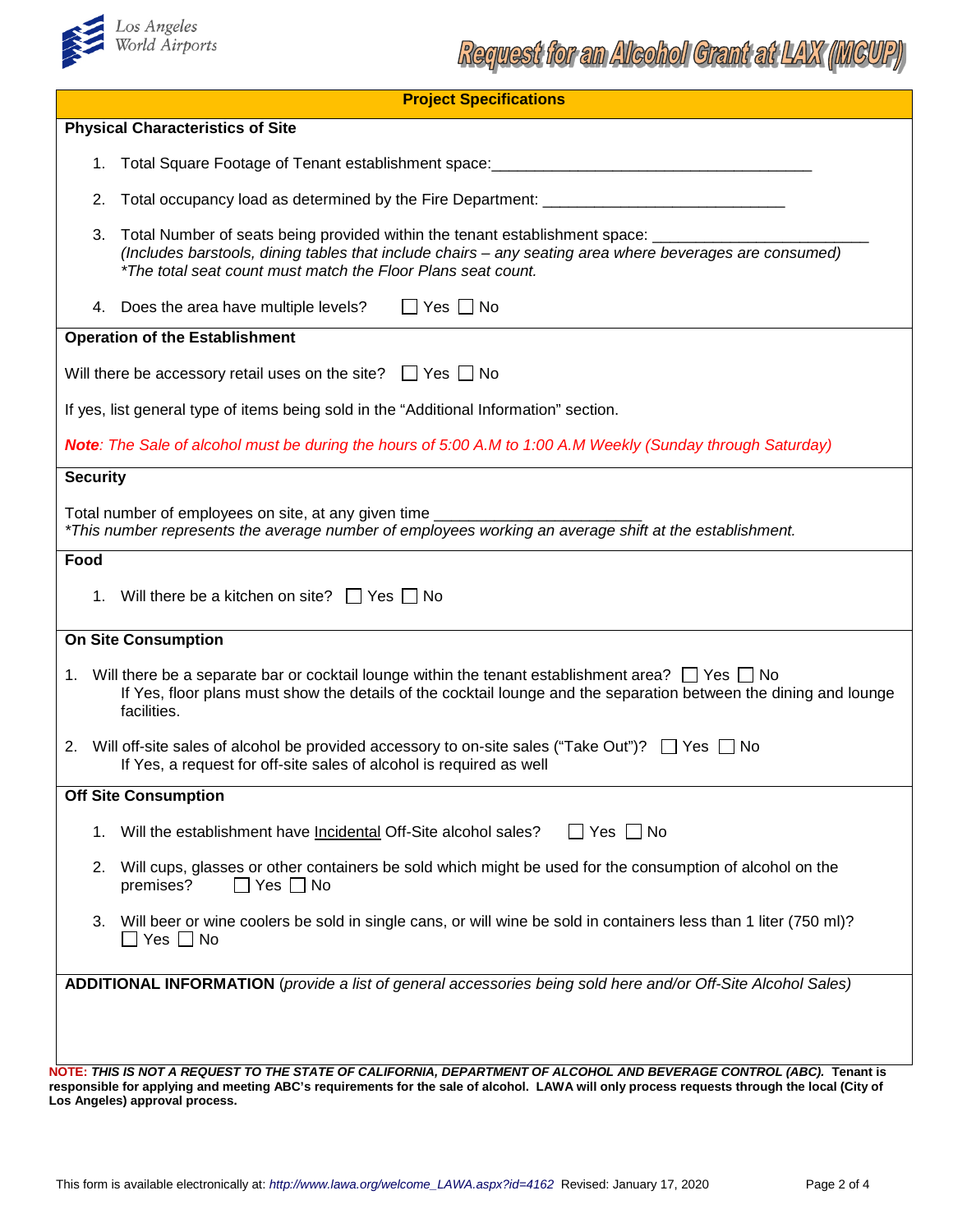# Request for an Alcohol Grant at LAX (MCUP)

## Project Specifications

### Physical Characteristics of Site

1. Total Square Footage of Tenant establishment space:_______________________________________

2. Total occupancy load as determined by the Fire Department: _____________________________

3. Total Number of seats being provided within the tenant establishment space: _________________________
   *(Includes barstools, dining tables that include chairs – any seating area where beverages are consumed)*
   *\*The total seat count must match the Floor Plans seat count.*

4. Does the area have multiple levels? ☐ Yes ☐ No

### Operation of the Establishment

Will there be accessory retail uses on the site? ☐ Yes ☐ No

If yes, list general type of items being sold in the "Additional Information" section.

***Note**: The Sale of alcohol must be during the hours of 5:00 A.M to 1:00 A.M Weekly (Sunday through Saturday)*

### Security

Total number of employees on site, at any given time ________________________
*\*This number represents the average number of employees working an average shift at the establishment.*

### Food

1. Will there be a kitchen on site? ☐ Yes ☐ No

### On Site Consumption

1. Will there be a separate bar or cocktail lounge within the tenant establishment area? ☐ Yes ☐ No
   If Yes, floor plans must show the details of the cocktail lounge and the separation between the dining and lounge facilities.

2. Will off-site sales of alcohol be provided accessory to on-site sales ("Take Out")? ☐ Yes ☐ No
   If Yes, a request for off-site sales of alcohol is required as well

### Off Site Consumption

1. Will the establishment have Incidental Off-Site alcohol sales? ☐ Yes ☐ No

2. Will cups, glasses or other containers be sold which might be used for the consumption of alcohol on the premises? ☐ Yes ☐ No

3. Will beer or wine coolers be sold in single cans, or will wine be sold in containers less than 1 liter (750 ml)?
   ☐ Yes ☐ No

**ADDITIONAL INFORMATION** (*provide a list of general accessories being sold here and/or Off-Site Alcohol Sales)*

**NOTE: *THIS IS NOT A REQUEST TO THE STATE OF CALIFORNIA, DEPARTMENT OF ALCOHOL AND BEVERAGE CONTROL (ABC).* Tenant is responsible for applying and meeting ABC's requirements for the sale of alcohol. LAWA will only process requests through the local (City of Los Angeles) approval process.**

This form is available electronically at: *http://www.lawa.org/welcome_LAWA.aspx?id=4162* Revised: January 17, 2020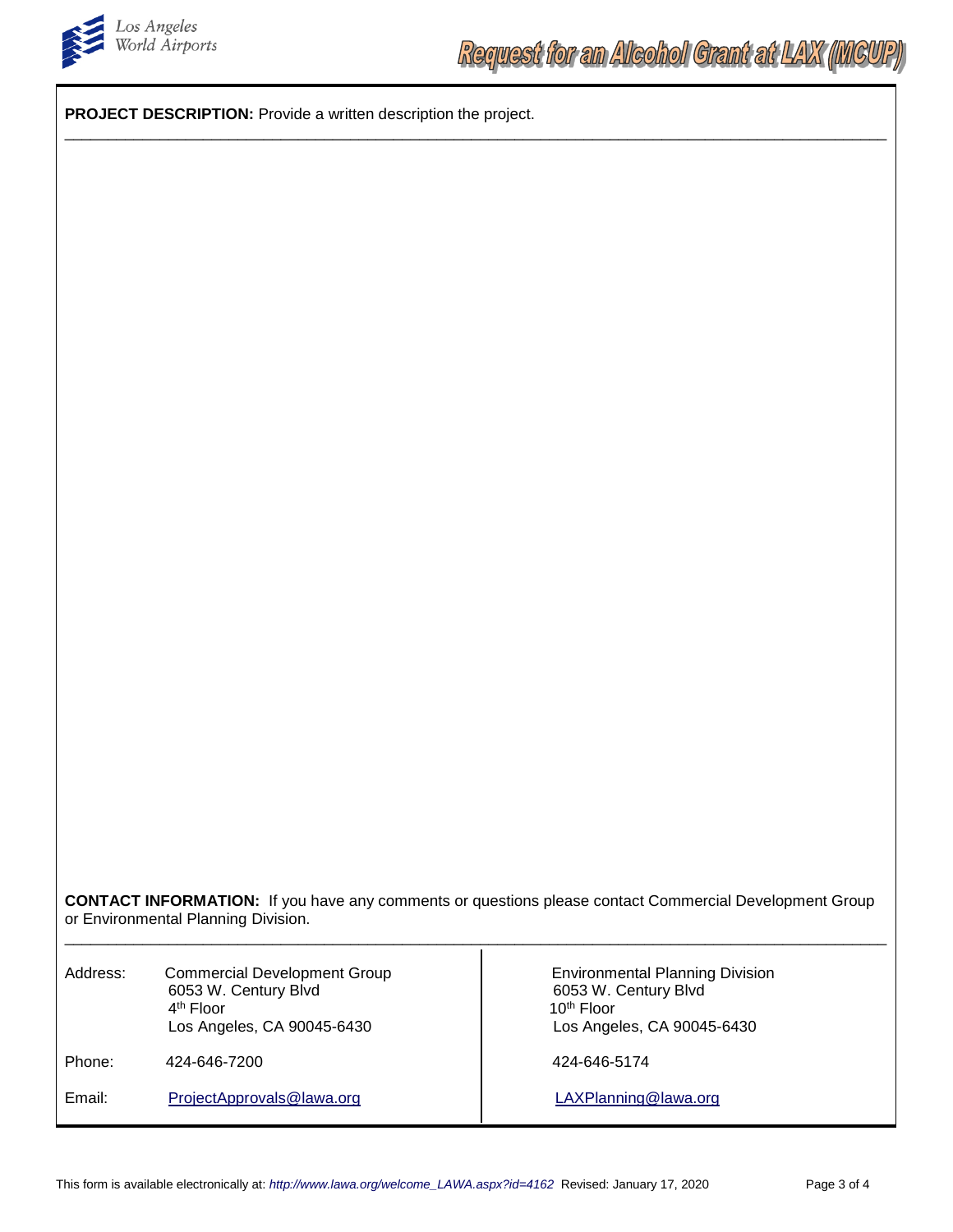**PROJECT DESCRIPTION:** Provide a written description the project.

**CONTACT INFORMATION:** If you have any comments or questions please contact Commercial Development Group or Environmental Planning Division.

| | Commercial Development Group | Environmental Planning Division |
|---|---|---|
| Address: | Commercial Development Group<br>6053 W. Century Blvd<br>4th Floor<br>Los Angeles, CA 90045-6430 | Environmental Planning Division<br>6053 W. Century Blvd<br>10th Floor<br>Los Angeles, CA 90045-6430 |
| Phone: | 424-646-7200 | 424-646-5174 |
| Email: | ProjectApprovals@lawa.org | LAXPlanning@lawa.org |

This form is available electronically at: *http://www.lawa.org/welcome_LAWA.aspx?id=4162* Revised: January 17, 2020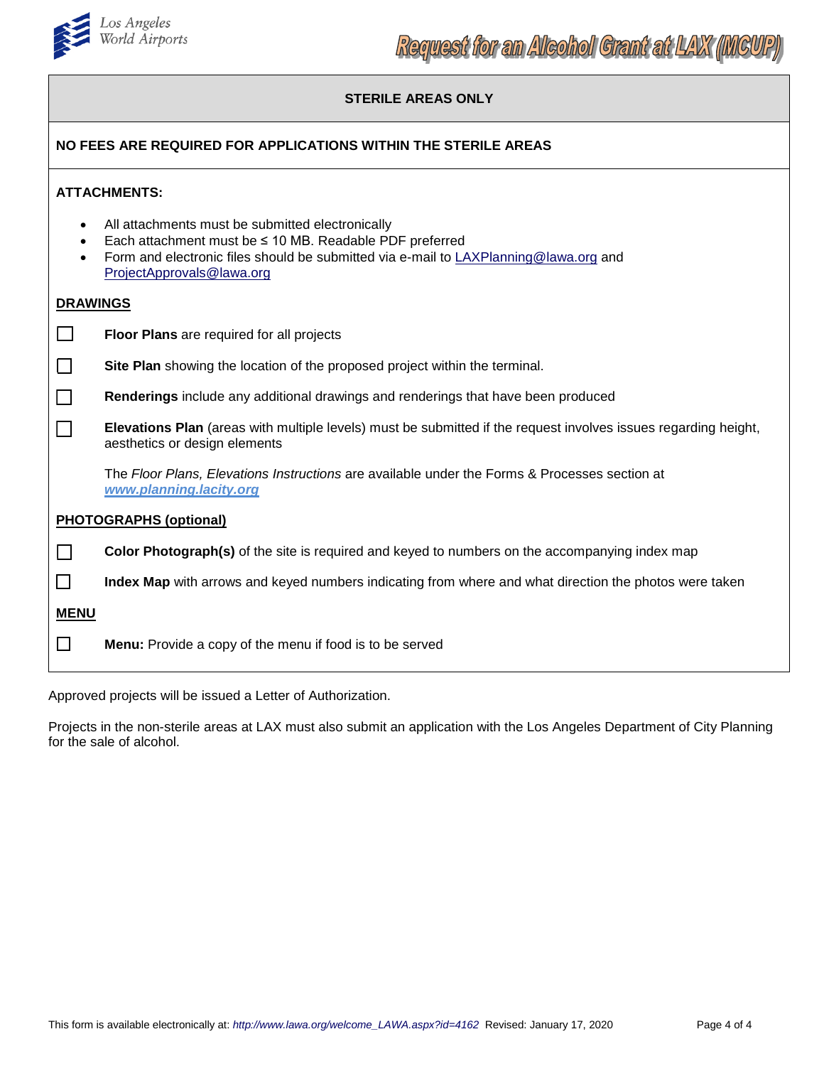Los Angeles World Airports

# Request for an Alcohol Grant at LAX (MCUP)

## STERILE AREAS ONLY

**NO FEES ARE REQUIRED FOR APPLICATIONS WITHIN THE STERILE AREAS**

**ATTACHMENTS:**

- All attachments must be submitted electronically
- Each attachment must be ≤ 10 MB. Readable PDF preferred
- Form and electronic files should be submitted via e-mail to LAXPlanning@lawa.org and ProjectApprovals@lawa.org

**DRAWINGS**

☐ **Floor Plans** are required for all projects

☐ **Site Plan** showing the location of the proposed project within the terminal.

☐ **Renderings** include any additional drawings and renderings that have been produced

☐ **Elevations Plan** (areas with multiple levels) must be submitted if the request involves issues regarding height, aesthetics or design elements

The *Floor Plans, Elevations Instructions* are available under the Forms & Processes section at ***www.planning.lacity.org***

**PHOTOGRAPHS (optional)**

☐ **Color Photograph(s)** of the site is required and keyed to numbers on the accompanying index map

☐ **Index Map** with arrows and keyed numbers indicating from where and what direction the photos were taken

**MENU**

☐ **Menu:** Provide a copy of the menu if food is to be served

Approved projects will be issued a Letter of Authorization.

Projects in the non-sterile areas at LAX must also submit an application with the Los Angeles Department of City Planning for the sale of alcohol.

This form is available electronically at: *http://www.lawa.org/welcome_LAWA.aspx?id=4162* Revised: January 17, 2020